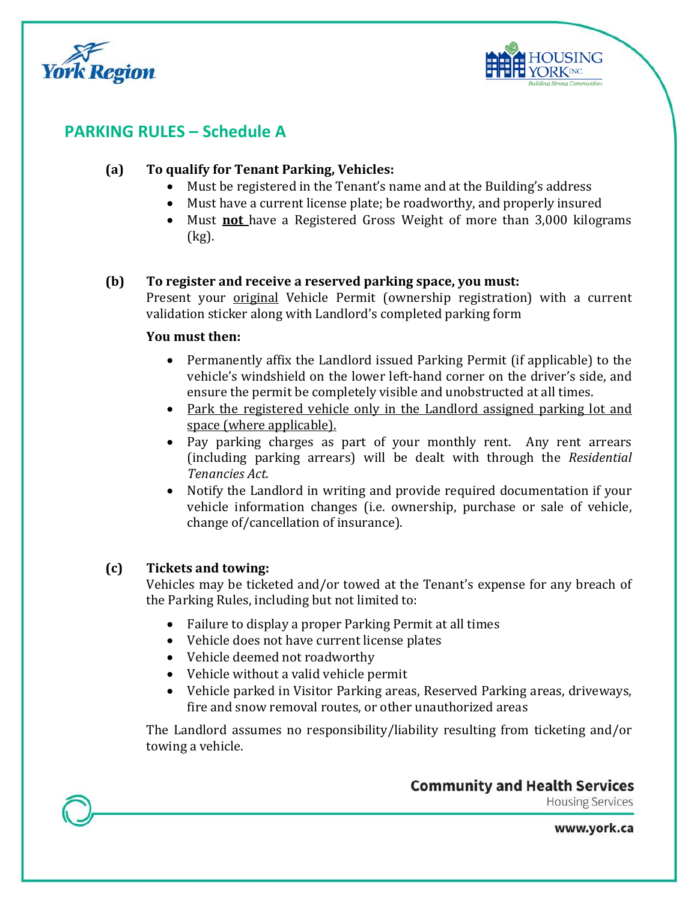## PARKING RULES – Schedule A

**(a) To qualify for Tenant Parking, Vehicles:**

- Must be registered in the Tenant's name and at the Building's address
- Must have a current license plate; be roadworthy, and properly insured
- Must **not** have a Registered Gross Weight of more than 3,000 kilograms (kg).

**(b) To register and receive a reserved parking space, you must:**

Present your original Vehicle Permit (ownership registration) with a current validation sticker along with Landlord's completed parking form

**You must then:**

- Permanently affix the Landlord issued Parking Permit (if applicable) to the vehicle's windshield on the lower left-hand corner on the driver's side, and ensure the permit be completely visible and unobstructed at all times.
- Park the registered vehicle only in the Landlord assigned parking lot and space (where applicable).
- Pay parking charges as part of your monthly rent. Any rent arrears (including parking arrears) will be dealt with through the *Residential Tenancies Act*.
- Notify the Landlord in writing and provide required documentation if your vehicle information changes (i.e. ownership, purchase or sale of vehicle, change of/cancellation of insurance).

**(c) Tickets and towing:**

Vehicles may be ticketed and/or towed at the Tenant's expense for any breach of the Parking Rules, including but not limited to:

- Failure to display a proper Parking Permit at all times
- Vehicle does not have current license plates
- Vehicle deemed not roadworthy
- Vehicle without a valid vehicle permit
- Vehicle parked in Visitor Parking areas, Reserved Parking areas, driveways, fire and snow removal routes, or other unauthorized areas

The Landlord assumes no responsibility/liability resulting from ticketing and/or towing a vehicle.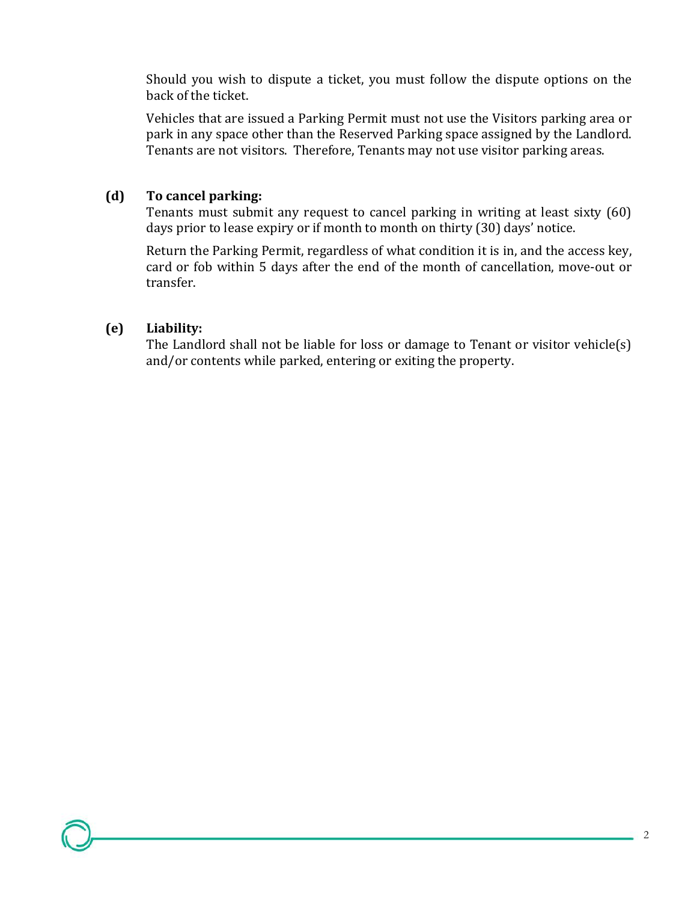Should you wish to dispute a ticket, you must follow the dispute options on the back of the ticket.

Vehicles that are issued a Parking Permit must not use the Visitors parking area or park in any space other than the Reserved Parking space assigned by the Landlord. Tenants are not visitors. Therefore, Tenants may not use visitor parking areas.

**(d) To cancel parking:**

Tenants must submit any request to cancel parking in writing at least sixty (60) days prior to lease expiry or if month to month on thirty (30) days' notice.

Return the Parking Permit, regardless of what condition it is in, and the access key, card or fob within 5 days after the end of the month of cancellation, move-out or transfer.

**(e) Liability:**

The Landlord shall not be liable for loss or damage to Tenant or visitor vehicle(s) and/or contents while parked, entering or exiting the property.